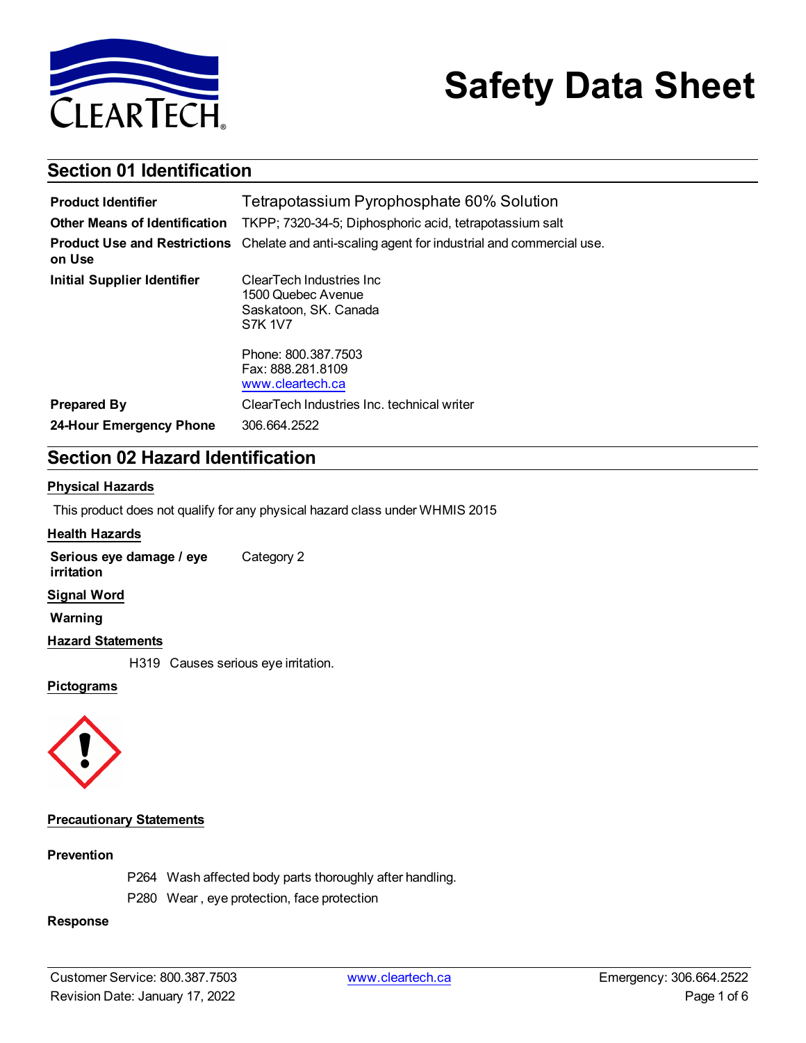# Safety Data Sheet

## Section 01 Identification

| | |
|---|---|
| **Product Identifier** | Tetrapotassium Pyrophosphate 60% Solution |
| **Other Means of Identification** | TKPP; 7320-34-5; Diphosphoric acid, tetrapotassium salt |
| **Product Use and Restrictions on Use** | Chelate and anti-scaling agent for industrial and commercial use. |
| **Initial Supplier Identifier** | ClearTech Industries Inc<br>1500 Quebec Avenue<br>Saskatoon, SK. Canada<br>S7K 1V7<br><br>Phone: 800.387.7503<br>Fax: 888.281.8109<br>www.cleartech.ca |
| **Prepared By** | ClearTech Industries Inc. technical writer |
| **24-Hour Emergency Phone** | 306.664.2522 |

## Section 02 Hazard Identification

### Physical Hazards

This product does not qualify for any physical hazard class under WHMIS 2015

### Health Hazards

| | |
|---|---|
| **Serious eye damage / eye irritation** | Category 2 |

### Signal Word

**Warning**

### Hazard Statements

H319 Causes serious eye irritation.

### Pictograms

### Precautionary Statements

#### Prevention

P264 Wash affected body parts thoroughly after handling.

P280 Wear , eye protection, face protection

#### Response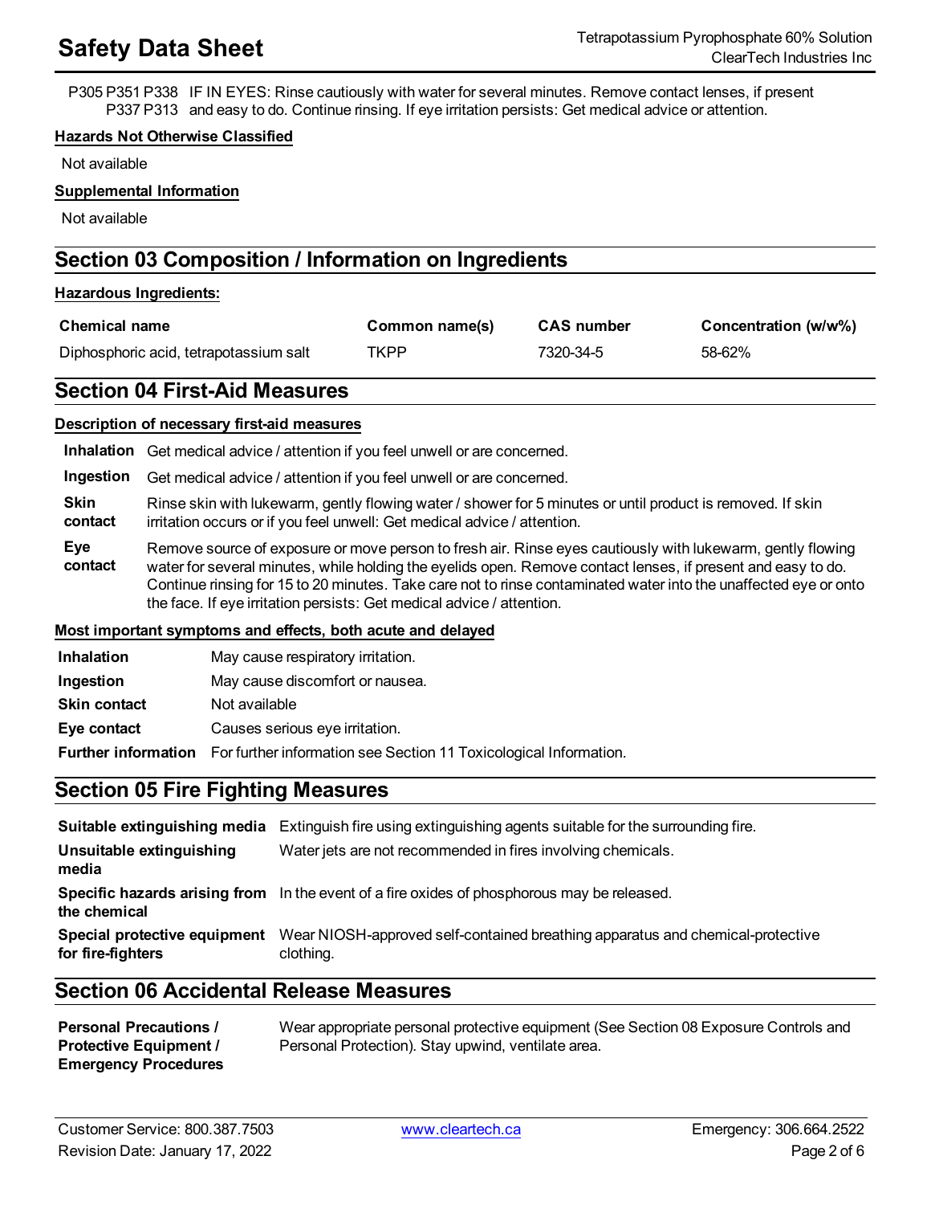P305 P351 P338 P337 P313 IF IN EYES: Rinse cautiously with water for several minutes. Remove contact lenses, if present and easy to do. Continue rinsing. If eye irritation persists: Get medical advice or attention.

**Hazards Not Otherwise Classified**

Not available

**Supplemental Information**

Not available

## Section 03 Composition / Information on Ingredients

**Hazardous Ingredients:**

| Chemical name | Common name(s) | CAS number | Concentration (w/w%) |
|---|---|---|---|
| Diphosphoric acid, tetrapotassium salt | TKPP | 7320-34-5 | 58-62% |

## Section 04 First-Aid Measures

**Description of necessary first-aid measures**

| | |
|---|---|
| **Inhalation** | Get medical advice / attention if you feel unwell or are concerned. |
| **Ingestion** | Get medical advice / attention if you feel unwell or are concerned. |
| **Skin contact** | Rinse skin with lukewarm, gently flowing water / shower for 5 minutes or until product is removed. If skin irritation occurs or if you feel unwell: Get medical advice / attention. |
| **Eye contact** | Remove source of exposure or move person to fresh air. Rinse eyes cautiously with lukewarm, gently flowing water for several minutes, while holding the eyelids open. Remove contact lenses, if present and easy to do. Continue rinsing for 15 to 20 minutes. Take care not to rinse contaminated water into the unaffected eye or onto the face. If eye irritation persists: Get medical advice / attention. |

**Most important symptoms and effects, both acute and delayed**

| | |
|---|---|
| **Inhalation** | May cause respiratory irritation. |
| **Ingestion** | May cause discomfort or nausea. |
| **Skin contact** | Not available |
| **Eye contact** | Causes serious eye irritation. |
| **Further information** | For further information see Section 11 Toxicological Information. |

## Section 05 Fire Fighting Measures

| | |
|---|---|
| **Suitable extinguishing media** | Extinguish fire using extinguishing agents suitable for the surrounding fire. |
| **Unsuitable extinguishing media** | Water jets are not recommended in fires involving chemicals. |
| **Specific hazards arising from the chemical** | In the event of a fire oxides of phosphorous may be released. |
| **Special protective equipment for fire-fighters** | Wear NIOSH-approved self-contained breathing apparatus and chemical-protective clothing. |

## Section 06 Accidental Release Measures

| | |
|---|---|
| **Personal Precautions / Protective Equipment / Emergency Procedures** | Wear appropriate personal protective equipment (See Section 08 Exposure Controls and Personal Protection). Stay upwind, ventilate area. |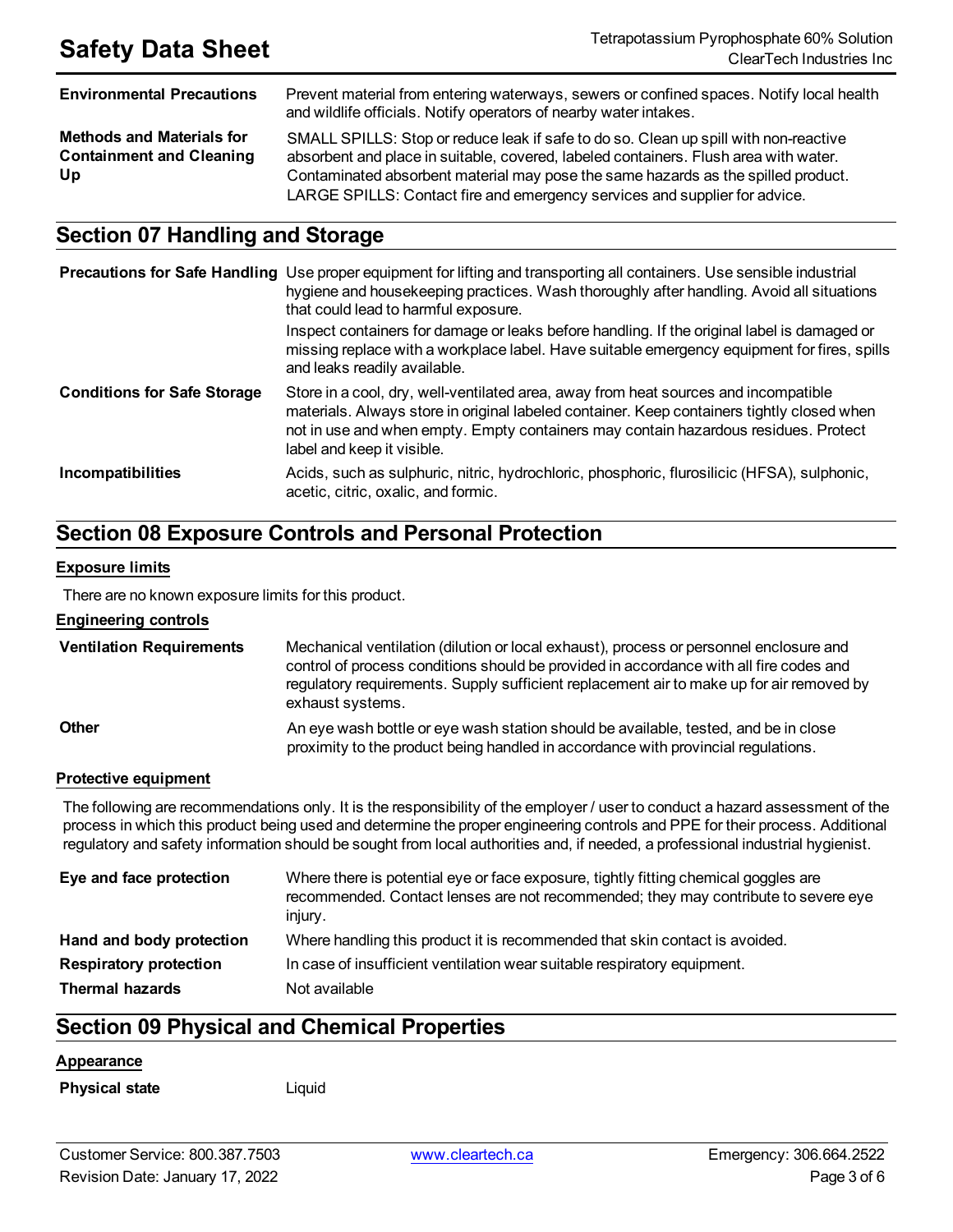| | |
|---|---|
| **Environmental Precautions** | Prevent material from entering waterways, sewers or confined spaces. Notify local health and wildlife officials. Notify operators of nearby water intakes. |
| **Methods and Materials for Containment and Cleaning Up** | SMALL SPILLS: Stop or reduce leak if safe to do so. Clean up spill with non-reactive absorbent and place in suitable, covered, labeled containers. Flush area with water. Contaminated absorbent material may pose the same hazards as the spilled product. LARGE SPILLS: Contact fire and emergency services and supplier for advice. |

## Section 07 Handling and Storage

| | |
|---|---|
| **Precautions for Safe Handling** | Use proper equipment for lifting and transporting all containers. Use sensible industrial hygiene and housekeeping practices. Wash thoroughly after handling. Avoid all situations that could lead to harmful exposure.<br>Inspect containers for damage or leaks before handling. If the original label is damaged or missing replace with a workplace label. Have suitable emergency equipment for fires, spills and leaks readily available. |
| **Conditions for Safe Storage** | Store in a cool, dry, well-ventilated area, away from heat sources and incompatible materials. Always store in original labeled container. Keep containers tightly closed when not in use and when empty. Empty containers may contain hazardous residues. Protect label and keep it visible. |
| **Incompatibilities** | Acids, such as sulphuric, nitric, hydrochloric, phosphoric, flurosilicic (HFSA), sulphonic, acetic, citric, oxalic, and formic. |

## Section 08 Exposure Controls and Personal Protection

### Exposure limits

There are no known exposure limits for this product.

### Engineering controls

| | |
|---|---|
| **Ventilation Requirements** | Mechanical ventilation (dilution or local exhaust), process or personnel enclosure and control of process conditions should be provided in accordance with all fire codes and regulatory requirements. Supply sufficient replacement air to make up for air removed by exhaust systems. |
| **Other** | An eye wash bottle or eye wash station should be available, tested, and be in close proximity to the product being handled in accordance with provincial regulations. |

### Protective equipment

The following are recommendations only. It is the responsibility of the employer / user to conduct a hazard assessment of the process in which this product being used and determine the proper engineering controls and PPE for their process. Additional regulatory and safety information should be sought from local authorities and, if needed, a professional industrial hygienist.

| | |
|---|---|
| **Eye and face protection** | Where there is potential eye or face exposure, tightly fitting chemical goggles are recommended. Contact lenses are not recommended; they may contribute to severe eye injury. |
| **Hand and body protection** | Where handling this product it is recommended that skin contact is avoided. |
| **Respiratory protection** | In case of insufficient ventilation wear suitable respiratory equipment. |
| **Thermal hazards** | Not available |

## Section 09 Physical and Chemical Properties

### Appearance

| | |
|---|---|
| **Physical state** | Liquid |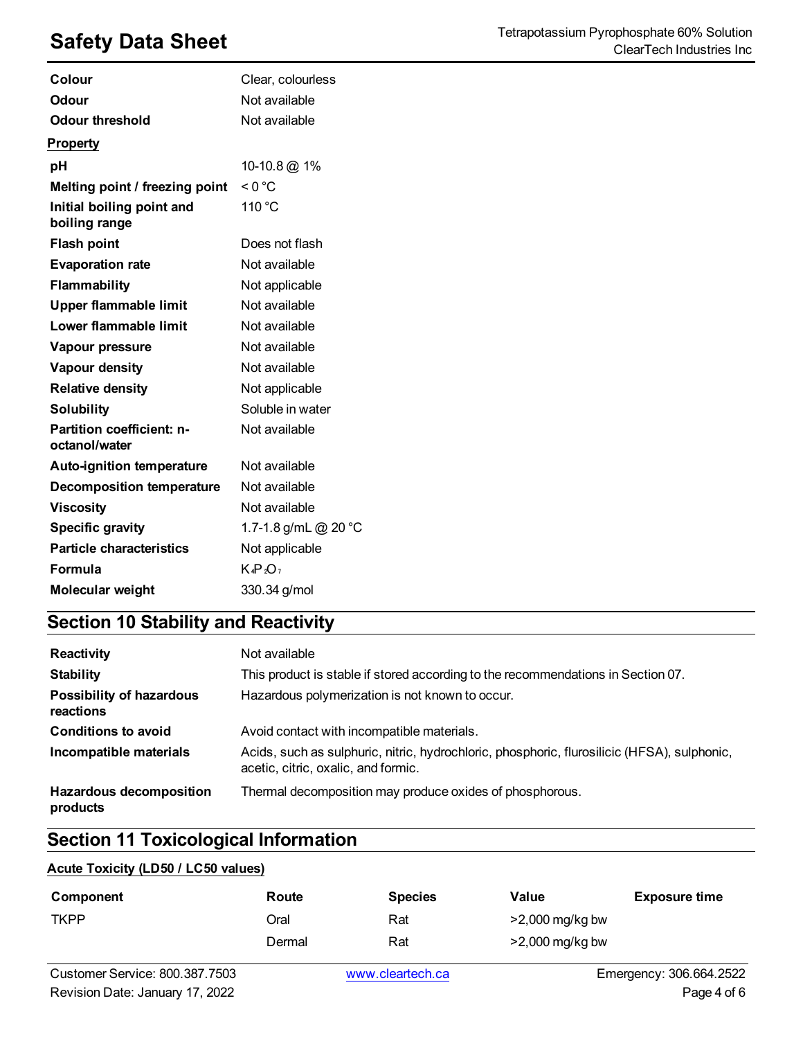| | |
|---|---|
| **Colour** | Clear, colourless |
| **Odour** | Not available |
| **Odour threshold** | Not available |

**Property**

| | |
|---|---|
| **pH** | 10-10.8 @ 1% |
| **Melting point / freezing point** | < 0 °C |
| **Initial boiling point and boiling range** | 110 °C |
| **Flash point** | Does not flash |
| **Evaporation rate** | Not available |
| **Flammability** | Not applicable |
| **Upper flammable limit** | Not available |
| **Lower flammable limit** | Not available |
| **Vapour pressure** | Not available |
| **Vapour density** | Not available |
| **Relative density** | Not applicable |
| **Solubility** | Soluble in water |
| **Partition coefficient: n-octanol/water** | Not available |
| **Auto-ignition temperature** | Not available |
| **Decomposition temperature** | Not available |
| **Viscosity** | Not available |
| **Specific gravity** | 1.7-1.8 g/mL @ 20 °C |
| **Particle characteristics** | Not applicable |
| **Formula** | $K_4P_2O_7$ |
| **Molecular weight** | 330.34 g/mol |

## Section 10 Stability and Reactivity

| | |
|---|---|
| **Reactivity** | Not available |
| **Stability** | This product is stable if stored according to the recommendations in Section 07. |
| **Possibility of hazardous reactions** | Hazardous polymerization is not known to occur. |
| **Conditions to avoid** | Avoid contact with incompatible materials. |
| **Incompatible materials** | Acids, such as sulphuric, nitric, hydrochloric, phosphoric, flurosilicic (HFSA), sulphonic, acetic, citric, oxalic, and formic. |
| **Hazardous decomposition products** | Thermal decomposition may produce oxides of phosphorous. |

## Section 11 Toxicological Information

**Acute Toxicity (LD50 / LC50 values)**

| Component | Route | Species | Value | Exposure time |
|---|---|---|---|---|
| TKPP | Oral | Rat | >2,000 mg/kg bw | |
| | Dermal | Rat | >2,000 mg/kg bw | |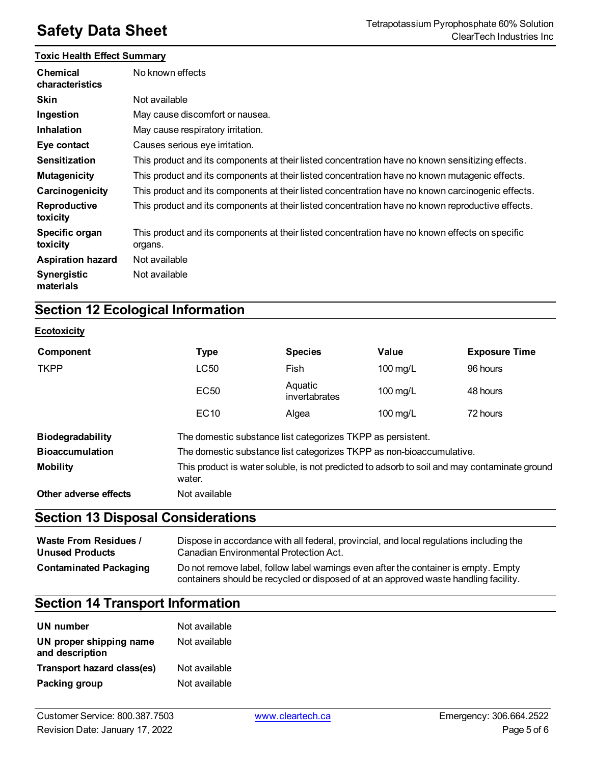**Toxic Health Effect Summary**

| | |
|---|---|
| **Chemical characteristics** | No known effects |
| **Skin** | Not available |
| **Ingestion** | May cause discomfort or nausea. |
| **Inhalation** | May cause respiratory irritation. |
| **Eye contact** | Causes serious eye irritation. |
| **Sensitization** | This product and its components at their listed concentration have no known sensitizing effects. |
| **Mutagenicity** | This product and its components at their listed concentration have no known mutagenic effects. |
| **Carcinogenicity** | This product and its components at their listed concentration have no known carcinogenic effects. |
| **Reproductive toxicity** | This product and its components at their listed concentration have no known reproductive effects. |
| **Specific organ toxicity** | This product and its components at their listed concentration have no known effects on specific organs. |
| **Aspiration hazard** | Not available |
| **Synergistic materials** | Not available |

## Section 12 Ecological Information

**Ecotoxicity**

| Component | Type | Species | Value | Exposure Time |
|---|---|---|---|---|
| TKPP | LC50 | Fish | 100 mg/L | 96 hours |
| | EC50 | Aquatic invertabrates | 100 mg/L | 48 hours |
| | EC10 | Algea | 100 mg/L | 72 hours |

| | |
|---|---|
| **Biodegradability** | The domestic substance list categorizes TKPP as persistent. |
| **Bioaccumulation** | The domestic substance list categorizes TKPP as non-bioaccumulative. |
| **Mobility** | This product is water soluble, is not predicted to adsorb to soil and may contaminate ground water. |
| **Other adverse effects** | Not available |

## Section 13 Disposal Considerations

| | |
|---|---|
| **Waste From Residues / Unused Products** | Dispose in accordance with all federal, provincial, and local regulations including the Canadian Environmental Protection Act. |
| **Contaminated Packaging** | Do not remove label, follow label warnings even after the container is empty. Empty containers should be recycled or disposed of at an approved waste handling facility. |

## Section 14 Transport Information

| | |
|---|---|
| **UN number** | Not available |
| **UN proper shipping name and description** | Not available |
| **Transport hazard class(es)** | Not available |
| **Packing group** | Not available |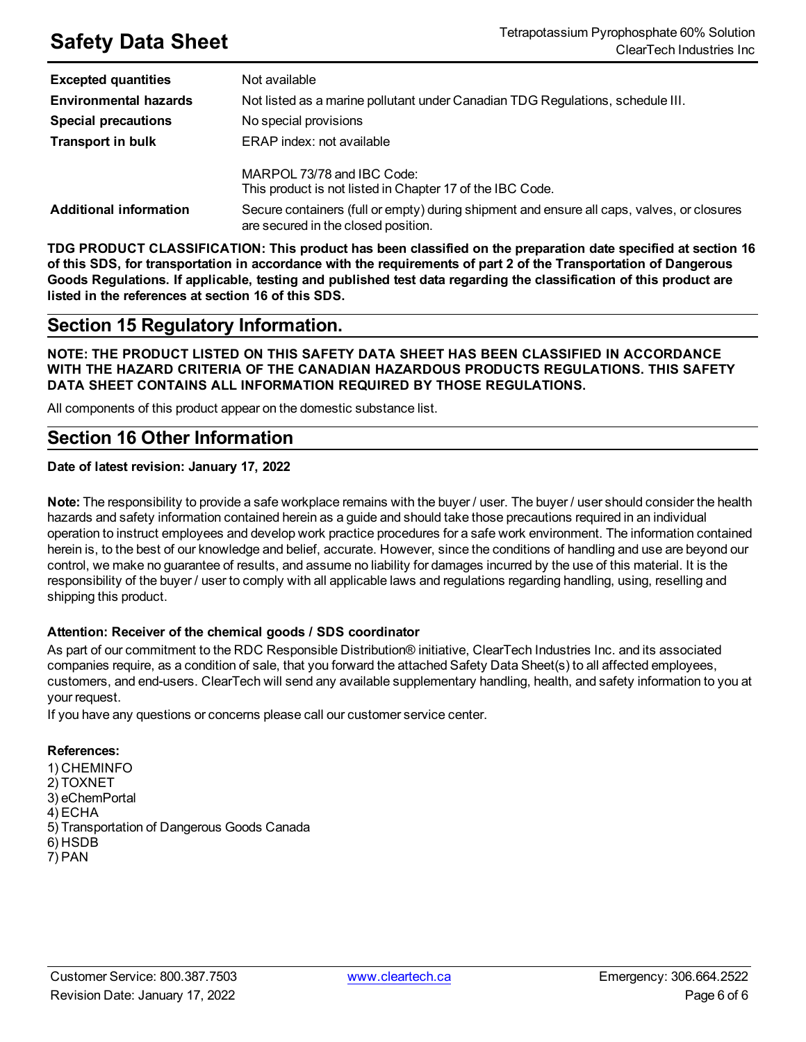| | |
|---|---|
| **Excepted quantities** | Not available |
| **Environmental hazards** | Not listed as a marine pollutant under Canadian TDG Regulations, schedule III. |
| **Special precautions** | No special provisions |
| **Transport in bulk** | ERAP index: not available<br><br>MARPOL 73/78 and IBC Code:<br>This product is not listed in Chapter 17 of the IBC Code. |
| **Additional information** | Secure containers (full or empty) during shipment and ensure all caps, valves, or closures are secured in the closed position. |

**TDG PRODUCT CLASSIFICATION: This product has been classified on the preparation date specified at section 16 of this SDS, for transportation in accordance with the requirements of part 2 of the Transportation of Dangerous Goods Regulations. If applicable, testing and published test data regarding the classification of this product are listed in the references at section 16 of this SDS.**

## Section 15 Regulatory Information.

**NOTE: THE PRODUCT LISTED ON THIS SAFETY DATA SHEET HAS BEEN CLASSIFIED IN ACCORDANCE WITH THE HAZARD CRITERIA OF THE CANADIAN HAZARDOUS PRODUCTS REGULATIONS. THIS SAFETY DATA SHEET CONTAINS ALL INFORMATION REQUIRED BY THOSE REGULATIONS.**

All components of this product appear on the domestic substance list.

## Section 16 Other Information

**Date of latest revision: January 17, 2022**

**Note:** The responsibility to provide a safe workplace remains with the buyer / user. The buyer / user should consider the health hazards and safety information contained herein as a guide and should take those precautions required in an individual operation to instruct employees and develop work practice procedures for a safe work environment. The information contained herein is, to the best of our knowledge and belief, accurate. However, since the conditions of handling and use are beyond our control, we make no guarantee of results, and assume no liability for damages incurred by the use of this material. It is the responsibility of the buyer / user to comply with all applicable laws and regulations regarding handling, using, reselling and shipping this product.

**Attention: Receiver of the chemical goods / SDS coordinator**

As part of our commitment to the RDC Responsible Distribution® initiative, ClearTech Industries Inc. and its associated companies require, as a condition of sale, that you forward the attached Safety Data Sheet(s) to all affected employees, customers, and end-users. ClearTech will send any available supplementary handling, health, and safety information to you at your request.

If you have any questions or concerns please call our customer service center.

**References:**

1) CHEMINFO
2) TOXNET
3) eChemPortal
4) ECHA
5) Transportation of Dangerous Goods Canada
6) HSDB
7) PAN